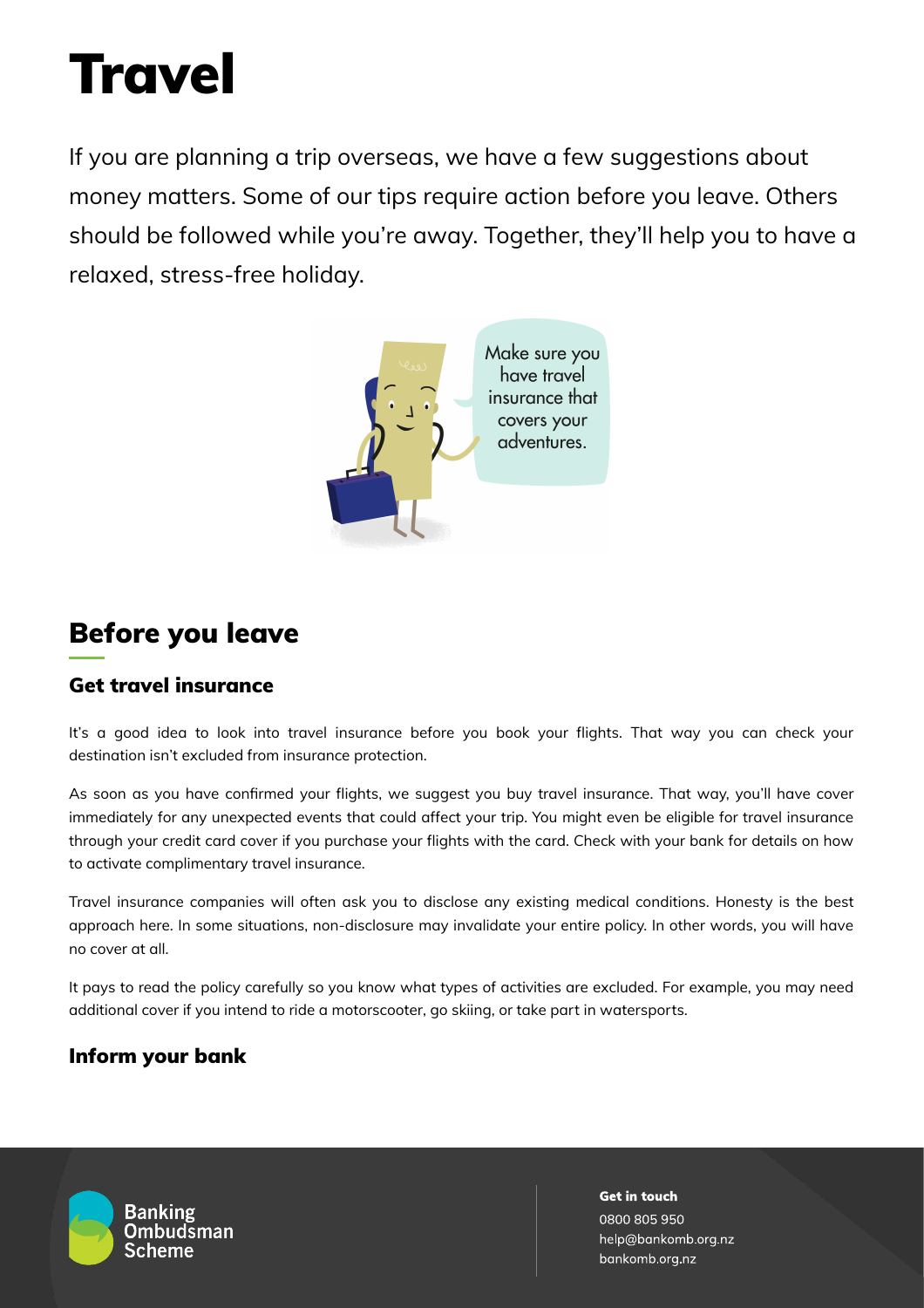# Travel

If you are planning a trip overseas, we have a few suggestions about money matters. Some of our tips require action before you leave. Others should be followed while you're away. Together, they'll help you to have a relaxed, stress-free holiday.

## Before you leave

### Get travel insurance

It's a good idea to look into travel insurance before you book your flights. That way you can check your destination isn't excluded from insurance protection.

As soon as you have confirmed your flights, we suggest you buy travel insurance. That way, you'll have cover immediately for any unexpected events that could affect your trip. You might even be eligible for travel insurance through your credit card cover if you purchase your flights with the card. Check with your bank for details on how to activate complimentary travel insurance.

Travel insurance companies will often ask you to disclose any existing medical conditions. Honesty is the best approach here. In some situations, non-disclosure may invalidate your entire policy. In other words, you will have no cover at all.

It pays to read the policy carefully so you know what types of activities are excluded. For example, you may need additional cover if you intend to ride a motorscooter, go skiing, or take part in watersports.

### Inform your bank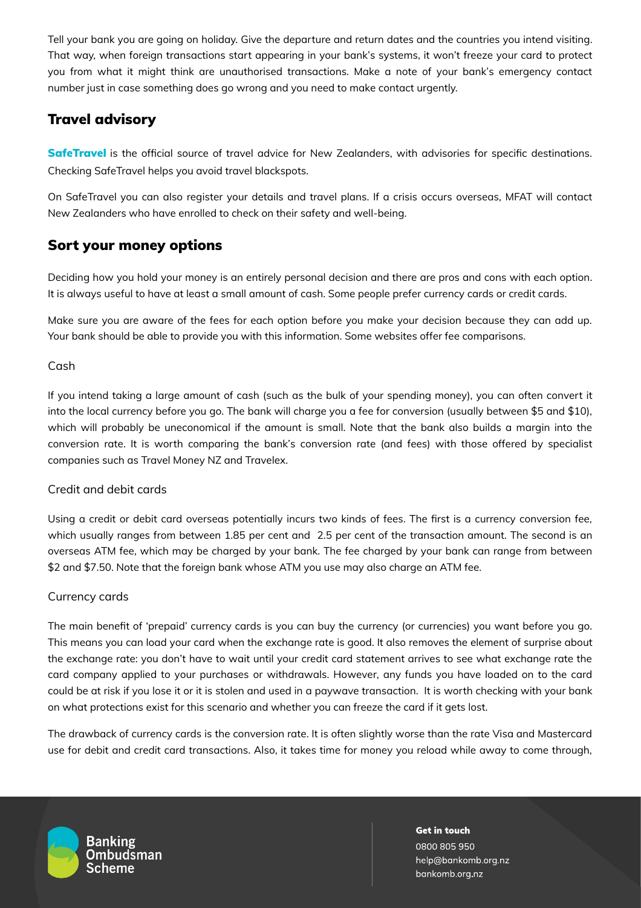Tell your bank you are going on holiday. Give the departure and return dates and the countries you intend visiting. That way, when foreign transactions start appearing in your bank's systems, it won't freeze your card to protect you from what it might think are unauthorised transactions. Make a note of your bank's emergency contact number just in case something does go wrong and you need to make contact urgently.

## Travel advisory

**SafeTravel** is the official source of travel advice for New Zealanders, with advisories for specific destinations. Checking SafeTravel helps you avoid travel blackspots.

On SafeTravel you can also register your details and travel plans. If a crisis occurs overseas, MFAT will contact New Zealanders who have enrolled to check on their safety and well-being.

## Sort your money options

Deciding how you hold your money is an entirely personal decision and there are pros and cons with each option. It is always useful to have at least a small amount of cash. Some people prefer currency cards or credit cards.

Make sure you are aware of the fees for each option before you make your decision because they can add up. Your bank should be able to provide you with this information. Some websites offer fee comparisons.

### Cash

If you intend taking a large amount of cash (such as the bulk of your spending money), you can often convert it into the local currency before you go. The bank will charge you a fee for conversion (usually between $5 and $10), which will probably be uneconomical if the amount is small. Note that the bank also builds a margin into the conversion rate. It is worth comparing the bank's conversion rate (and fees) with those offered by specialist companies such as Travel Money NZ and Travelex.

### Credit and debit cards

Using a credit or debit card overseas potentially incurs two kinds of fees. The first is a currency conversion fee, which usually ranges from between 1.85 per cent and 2.5 per cent of the transaction amount. The second is an overseas ATM fee, which may be charged by your bank. The fee charged by your bank can range from between $2 and $7.50. Note that the foreign bank whose ATM you use may also charge an ATM fee.

### Currency cards

The main benefit of 'prepaid' currency cards is you can buy the currency (or currencies) you want before you go. This means you can load your card when the exchange rate is good. It also removes the element of surprise about the exchange rate: you don't have to wait until your credit card statement arrives to see what exchange rate the card company applied to your purchases or withdrawals. However, any funds you have loaded on to the card could be at risk if you lose it or it is stolen and used in a paywave transaction. It is worth checking with your bank on what protections exist for this scenario and whether you can freeze the card if it gets lost.

The drawback of currency cards is the conversion rate. It is often slightly worse than the rate Visa and Mastercard use for debit and credit card transactions. Also, it takes time for money you reload while away to come through,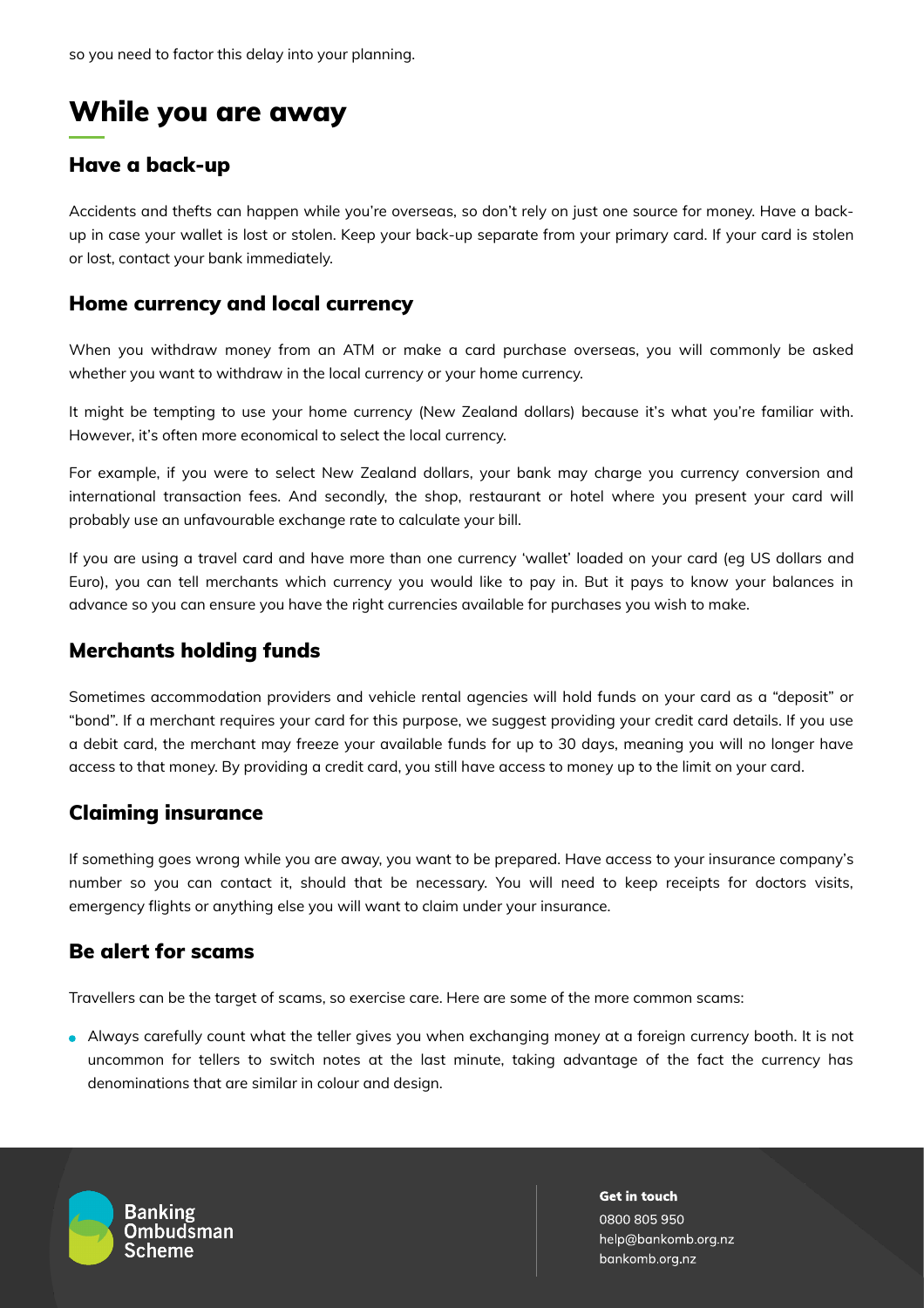so you need to factor this delay into your planning.

# While you are away

## Have a back-up

Accidents and thefts can happen while you're overseas, so don't rely on just one source for money. Have a back-up in case your wallet is lost or stolen. Keep your back-up separate from your primary card. If your card is stolen or lost, contact your bank immediately.

## Home currency and local currency

When you withdraw money from an ATM or make a card purchase overseas, you will commonly be asked whether you want to withdraw in the local currency or your home currency.

It might be tempting to use your home currency (New Zealand dollars) because it's what you're familiar with. However, it's often more economical to select the local currency.

For example, if you were to select New Zealand dollars, your bank may charge you currency conversion and international transaction fees. And secondly, the shop, restaurant or hotel where you present your card will probably use an unfavourable exchange rate to calculate your bill.

If you are using a travel card and have more than one currency 'wallet' loaded on your card (eg US dollars and Euro), you can tell merchants which currency you would like to pay in. But it pays to know your balances in advance so you can ensure you have the right currencies available for purchases you wish to make.

## Merchants holding funds

Sometimes accommodation providers and vehicle rental agencies will hold funds on your card as a "deposit" or "bond". If a merchant requires your card for this purpose, we suggest providing your credit card details. If you use a debit card, the merchant may freeze your available funds for up to 30 days, meaning you will no longer have access to that money. By providing a credit card, you still have access to money up to the limit on your card.

## Claiming insurance

If something goes wrong while you are away, you want to be prepared. Have access to your insurance company's number so you can contact it, should that be necessary. You will need to keep receipts for doctors visits, emergency flights or anything else you will want to claim under your insurance.

## Be alert for scams

Travellers can be the target of scams, so exercise care. Here are some of the more common scams:

- Always carefully count what the teller gives you when exchanging money at a foreign currency booth. It is not uncommon for tellers to switch notes at the last minute, taking advantage of the fact the currency has denominations that are similar in colour and design.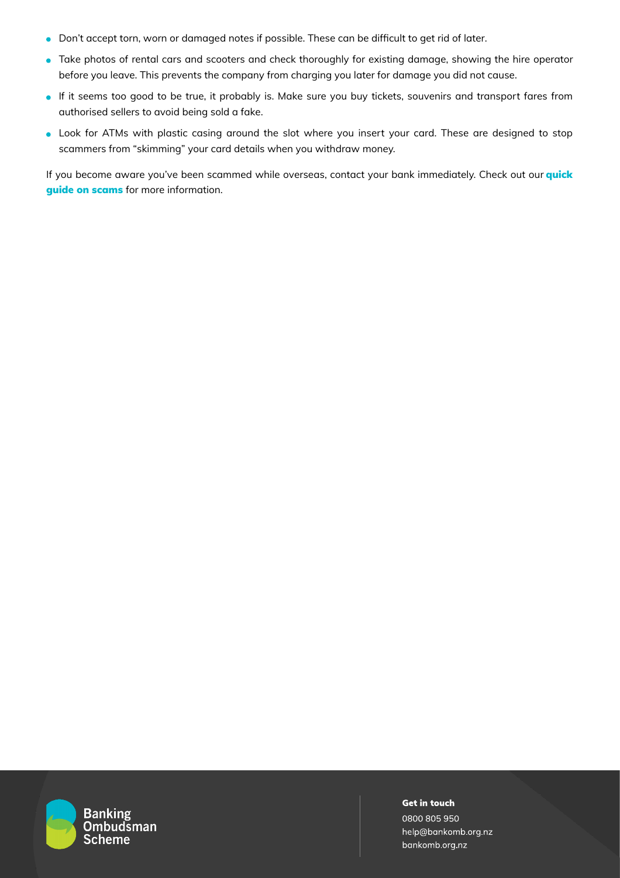- Don't accept torn, worn or damaged notes if possible. These can be difficult to get rid of later.
- Take photos of rental cars and scooters and check thoroughly for existing damage, showing the hire operator before you leave. This prevents the company from charging you later for damage you did not cause.
- If it seems too good to be true, it probably is. Make sure you buy tickets, souvenirs and transport fares from authorised sellers to avoid being sold a fake.
- Look for ATMs with plastic casing around the slot where you insert your card. These are designed to stop scammers from "skimming" your card details when you withdraw money.

If you become aware you've been scammed while overseas, contact your bank immediately. Check out our **quick guide on scams** for more information.

Banking Ombudsman Scheme

**Get in touch**

0800 805 950
help@bankomb.org.nz
bankomb.org.nz